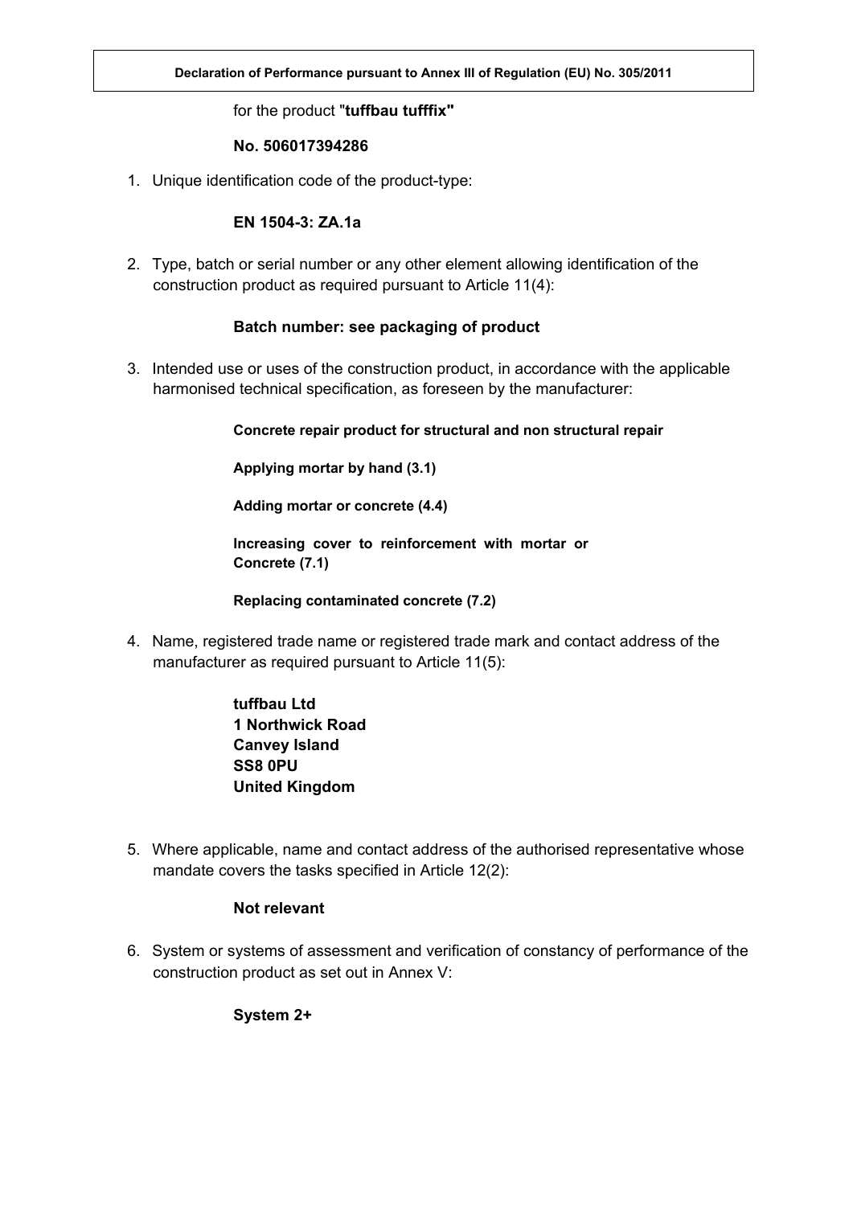**Declaration of Performance pursuant to Annex III of Regulation (EU) No. 305/2011**

for the product "**tuffbau tufffix"**

**No. 506017394286**

1. Unique identification code of the product-type:

   **EN 1504-3: ZA.1a**

2. Type, batch or serial number or any other element allowing identification of the construction product as required pursuant to Article 11(4):

   **Batch number: see packaging of product**

3. Intended use or uses of the construction product, in accordance with the applicable harmonised technical specification, as foreseen by the manufacturer:

   **Concrete repair product for structural and non structural repair**

   **Applying mortar by hand (3.1)**

   **Adding mortar or concrete (4.4)**

   **Increasing cover to reinforcement with mortar or Concrete (7.1)**

   **Replacing contaminated concrete (7.2)**

4. Name, registered trade name or registered trade mark and contact address of the manufacturer as required pursuant to Article 11(5):

   **tuffbau Ltd**
   **1 Northwick Road**
   **Canvey Island**
   **SS8 0PU**
   **United Kingdom**

5. Where applicable, name and contact address of the authorised representative whose mandate covers the tasks specified in Article 12(2):

   **Not relevant**

6. System or systems of assessment and verification of constancy of performance of the construction product as set out in Annex V:

   **System 2+**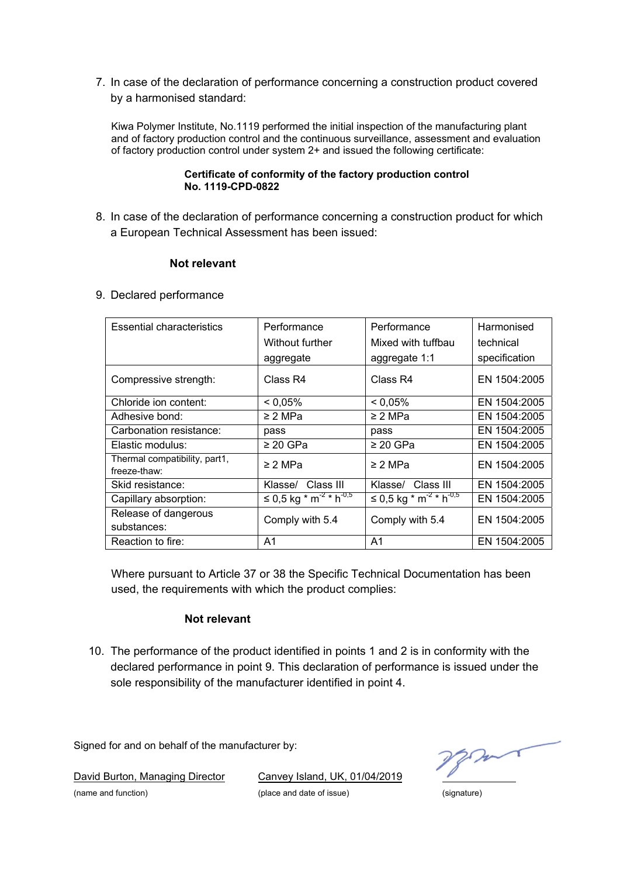7. In case of the declaration of performance concerning a construction product covered by a harmonised standard:

   Kiwa Polymer Institute, No.1119 performed the initial inspection of the manufacturing plant and of factory production control and the continuous surveillance, assessment and evaluation of factory production control under system 2+ and issued the following certificate:

   **Certificate of conformity of the factory production control**
   **No. 1119-CPD-0822**

8. In case of the declaration of performance concerning a construction product for which a European Technical Assessment has been issued:

   **Not relevant**

9. Declared performance

| Essential characteristics | Performance Without further aggregate | Performance Mixed with tuffbau aggregate 1:1 | Harmonised technical specification |
|---|---|---|---|
| Compressive strength: | Class R4 | Class R4 | EN 1504:2005 |
| Chloride ion content: | < 0,05% | < 0,05% | EN 1504:2005 |
| Adhesive bond: | ≥ 2 MPa | ≥ 2 MPa | EN 1504:2005 |
| Carbonation resistance: | pass | pass | EN 1504:2005 |
| Elastic modulus: | ≥ 20 GPa | ≥ 20 GPa | EN 1504:2005 |
| Thermal compatibility, part1, freeze-thaw: | ≥ 2 MPa | ≥ 2 MPa | EN 1504:2005 |
| Skid resistance: | Klasse/ Class III | Klasse/ Class III | EN 1504:2005 |
| Capillary absorption: | $\leq 0,5$ kg * $m^{-2}$ * $h^{-0,5}$ | $\leq 0,5$ kg * $m^{-2}$ * $h^{-0,5}$ | EN 1504:2005 |
| Release of dangerous substances: | Comply with 5.4 | Comply with 5.4 | EN 1504:2005 |
| Reaction to fire: | A1 | A1 | EN 1504:2005 |

   Where pursuant to Article 37 or 38 the Specific Technical Documentation has been used, the requirements with which the product complies:

   **Not relevant**

10. The performance of the product identified in points 1 and 2 is in conformity with the declared performance in point 9. This declaration of performance is issued under the sole responsibility of the manufacturer identified in point 4.

Signed for and on behalf of the manufacturer by:

David Burton, Managing Director
(name and function)

Canvey Island, UK, 01/04/2019
(place and date of issue)

(signature)